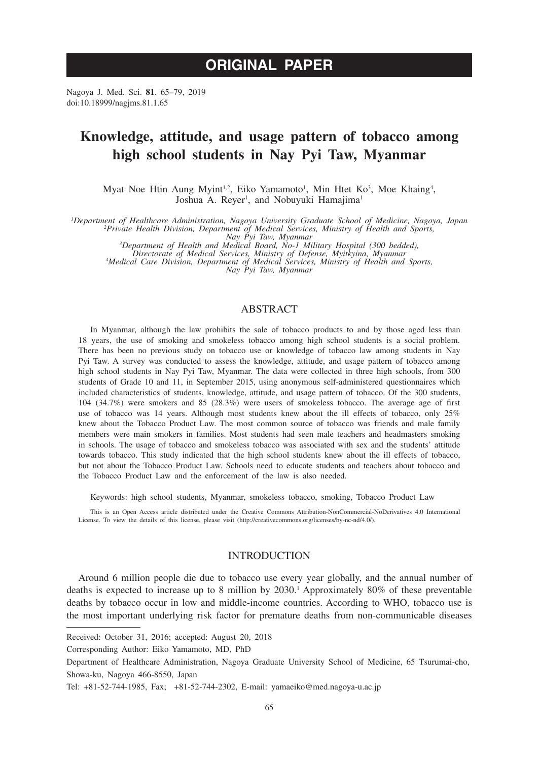# ORIGINAL PAPER

Nagoya J. Med. Sci. **81**. 65–79, 2019
doi:10.18999/nagjms.81.1.65

# Knowledge, attitude, and usage pattern of tobacco among high school students in Nay Pyi Taw, Myanmar

Myat Noe Htin Aung Myint[1,2], Eiko Yamamoto[1], Min Htet Ko[3], Moe Khaing[4], Joshua A. Reyer[1], and Nobuyuki Hamajima[1]

[1]*Department of Healthcare Administration, Nagoya University Graduate School of Medicine, Nagoya, Japan*
[2]*Private Health Division, Department of Medical Services, Ministry of Health and Sports, Nay Pyi Taw, Myanmar*
[3]*Department of Health and Medical Board, No-1 Military Hospital (300 bedded), Directorate of Medical Services, Ministry of Defense, Myitkyina, Myanmar*
[4]*Medical Care Division, Department of Medical Services, Ministry of Health and Sports, Nay Pyi Taw, Myanmar*

## ABSTRACT

In Myanmar, although the law prohibits the sale of tobacco products to and by those aged less than 18 years, the use of smoking and smokeless tobacco among high school students is a social problem. There has been no previous study on tobacco use or knowledge of tobacco law among students in Nay Pyi Taw. A survey was conducted to assess the knowledge, attitude, and usage pattern of tobacco among high school students in Nay Pyi Taw, Myanmar. The data were collected in three high schools, from 300 students of Grade 10 and 11, in September 2015, using anonymous self-administered questionnaires which included characteristics of students, knowledge, attitude, and usage pattern of tobacco. Of the 300 students, 104 (34.7%) were smokers and 85 (28.3%) were users of smokeless tobacco. The average age of first use of tobacco was 14 years. Although most students knew about the ill effects of tobacco, only 25% knew about the Tobacco Product Law. The most common source of tobacco was friends and male family members were main smokers in families. Most students had seen male teachers and headmasters smoking in schools. The usage of tobacco and smokeless tobacco was associated with sex and the students' attitude towards tobacco. This study indicated that the high school students knew about the ill effects of tobacco, but not about the Tobacco Product Law. Schools need to educate students and teachers about tobacco and the Tobacco Product Law and the enforcement of the law is also needed.

Keywords: high school students, Myanmar, smokeless tobacco, smoking, Tobacco Product Law

This is an Open Access article distributed under the Creative Commons Attribution-NonCommercial-NoDerivatives 4.0 International License. To view the details of this license, please visit (http://creativecommons.org/licenses/by-nc-nd/4.0/).

## INTRODUCTION

Around 6 million people die due to tobacco use every year globally, and the annual number of deaths is expected to increase up to 8 million by 2030.[1] Approximately 80% of these preventable deaths by tobacco occur in low and middle-income countries. According to WHO, tobacco use is the most important underlying risk factor for premature deaths from non-communicable diseases

---

Received: October 31, 2016; accepted: August 20, 2018

Corresponding Author: Eiko Yamamoto, MD, PhD

Department of Healthcare Administration, Nagoya Graduate University School of Medicine, 65 Tsurumai-cho, Showa-ku, Nagoya 466-8550, Japan

Tel: +81-52-744-1985, Fax; +81-52-744-2302, E-mail: yamaeiko@med.nagoya-u.ac.jp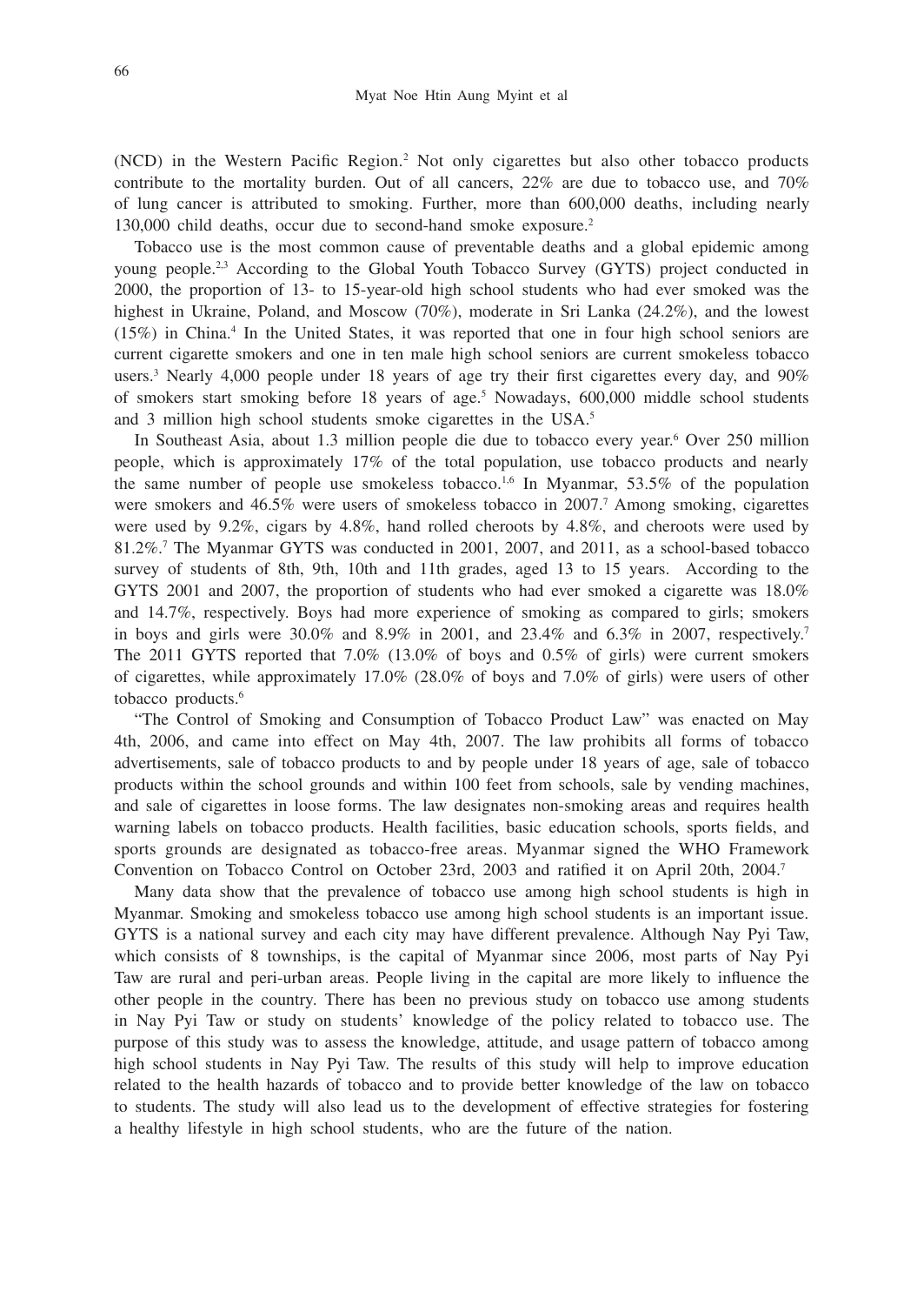(NCD) in the Western Pacific Region.[2] Not only cigarettes but also other tobacco products contribute to the mortality burden. Out of all cancers, 22% are due to tobacco use, and 70% of lung cancer is attributed to smoking. Further, more than 600,000 deaths, including nearly 130,000 child deaths, occur due to second-hand smoke exposure.[2]

Tobacco use is the most common cause of preventable deaths and a global epidemic among young people.[2,3] According to the Global Youth Tobacco Survey (GYTS) project conducted in 2000, the proportion of 13- to 15-year-old high school students who had ever smoked was the highest in Ukraine, Poland, and Moscow (70%), moderate in Sri Lanka (24.2%), and the lowest (15%) in China.[4] In the United States, it was reported that one in four high school seniors are current cigarette smokers and one in ten male high school seniors are current smokeless tobacco users.[3] Nearly 4,000 people under 18 years of age try their first cigarettes every day, and 90% of smokers start smoking before 18 years of age.[5] Nowadays, 600,000 middle school students and 3 million high school students smoke cigarettes in the USA.[5]

In Southeast Asia, about 1.3 million people die due to tobacco every year.[6] Over 250 million people, which is approximately 17% of the total population, use tobacco products and nearly the same number of people use smokeless tobacco.[1,6] In Myanmar, 53.5% of the population were smokers and 46.5% were users of smokeless tobacco in 2007.[7] Among smoking, cigarettes were used by 9.2%, cigars by 4.8%, hand rolled cheroots by 4.8%, and cheroots were used by 81.2%.[7] The Myanmar GYTS was conducted in 2001, 2007, and 2011, as a school-based tobacco survey of students of 8th, 9th, 10th and 11th grades, aged 13 to 15 years. According to the GYTS 2001 and 2007, the proportion of students who had ever smoked a cigarette was 18.0% and 14.7%, respectively. Boys had more experience of smoking as compared to girls; smokers in boys and girls were 30.0% and 8.9% in 2001, and 23.4% and 6.3% in 2007, respectively.[7] The 2011 GYTS reported that 7.0% (13.0% of boys and 0.5% of girls) were current smokers of cigarettes, while approximately 17.0% (28.0% of boys and 7.0% of girls) were users of other tobacco products.[6]

"The Control of Smoking and Consumption of Tobacco Product Law" was enacted on May 4th, 2006, and came into effect on May 4th, 2007. The law prohibits all forms of tobacco advertisements, sale of tobacco products to and by people under 18 years of age, sale of tobacco products within the school grounds and within 100 feet from schools, sale by vending machines, and sale of cigarettes in loose forms. The law designates non-smoking areas and requires health warning labels on tobacco products. Health facilities, basic education schools, sports fields, and sports grounds are designated as tobacco-free areas. Myanmar signed the WHO Framework Convention on Tobacco Control on October 23rd, 2003 and ratified it on April 20th, 2004.[7]

Many data show that the prevalence of tobacco use among high school students is high in Myanmar. Smoking and smokeless tobacco use among high school students is an important issue. GYTS is a national survey and each city may have different prevalence. Although Nay Pyi Taw, which consists of 8 townships, is the capital of Myanmar since 2006, most parts of Nay Pyi Taw are rural and peri-urban areas. People living in the capital are more likely to influence the other people in the country. There has been no previous study on tobacco use among students in Nay Pyi Taw or study on students' knowledge of the policy related to tobacco use. The purpose of this study was to assess the knowledge, attitude, and usage pattern of tobacco among high school students in Nay Pyi Taw. The results of this study will help to improve education related to the health hazards of tobacco and to provide better knowledge of the law on tobacco to students. The study will also lead us to the development of effective strategies for fostering a healthy lifestyle in high school students, who are the future of the nation.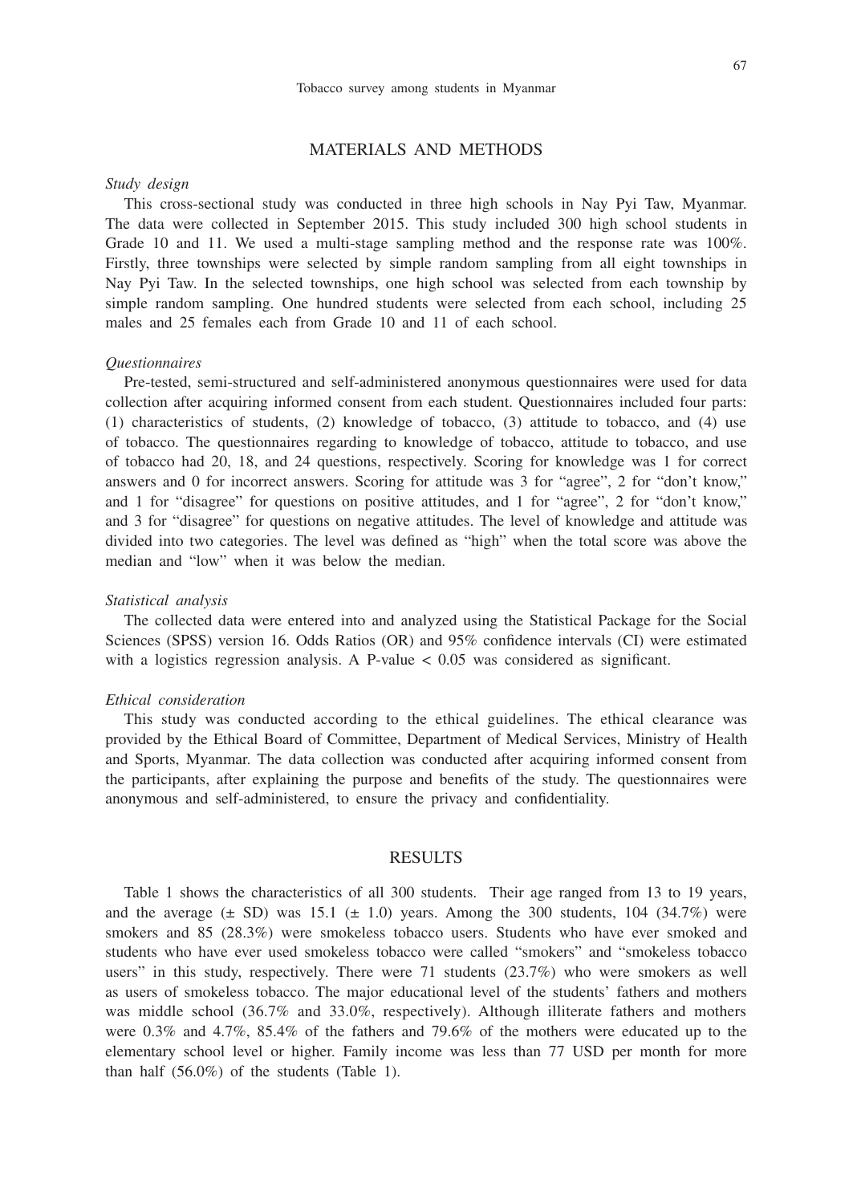## MATERIALS AND METHODS

*Study design*

This cross-sectional study was conducted in three high schools in Nay Pyi Taw, Myanmar. The data were collected in September 2015. This study included 300 high school students in Grade 10 and 11. We used a multi-stage sampling method and the response rate was 100%. Firstly, three townships were selected by simple random sampling from all eight townships in Nay Pyi Taw. In the selected townships, one high school was selected from each township by simple random sampling. One hundred students were selected from each school, including 25 males and 25 females each from Grade 10 and 11 of each school.

*Questionnaires*

Pre-tested, semi-structured and self-administered anonymous questionnaires were used for data collection after acquiring informed consent from each student. Questionnaires included four parts: (1) characteristics of students, (2) knowledge of tobacco, (3) attitude to tobacco, and (4) use of tobacco. The questionnaires regarding to knowledge of tobacco, attitude to tobacco, and use of tobacco had 20, 18, and 24 questions, respectively. Scoring for knowledge was 1 for correct answers and 0 for incorrect answers. Scoring for attitude was 3 for "agree", 2 for "don't know," and 1 for "disagree" for questions on positive attitudes, and 1 for "agree", 2 for "don't know," and 3 for "disagree" for questions on negative attitudes. The level of knowledge and attitude was divided into two categories. The level was defined as "high" when the total score was above the median and "low" when it was below the median.

*Statistical analysis*

The collected data were entered into and analyzed using the Statistical Package for the Social Sciences (SPSS) version 16. Odds Ratios (OR) and 95% confidence intervals (CI) were estimated with a logistics regression analysis. A P-value < 0.05 was considered as significant.

*Ethical consideration*

This study was conducted according to the ethical guidelines. The ethical clearance was provided by the Ethical Board of Committee, Department of Medical Services, Ministry of Health and Sports, Myanmar. The data collection was conducted after acquiring informed consent from the participants, after explaining the purpose and benefits of the study. The questionnaires were anonymous and self-administered, to ensure the privacy and confidentiality.

## RESULTS

Table 1 shows the characteristics of all 300 students. Their age ranged from 13 to 19 years, and the average (± SD) was 15.1 (± 1.0) years. Among the 300 students, 104 (34.7%) were smokers and 85 (28.3%) were smokeless tobacco users. Students who have ever smoked and students who have ever used smokeless tobacco were called "smokers" and "smokeless tobacco users" in this study, respectively. There were 71 students (23.7%) who were smokers as well as users of smokeless tobacco. The major educational level of the students' fathers and mothers was middle school (36.7% and 33.0%, respectively). Although illiterate fathers and mothers were 0.3% and 4.7%, 85.4% of the fathers and 79.6% of the mothers were educated up to the elementary school level or higher. Family income was less than 77 USD per month for more than half (56.0%) of the students (Table 1).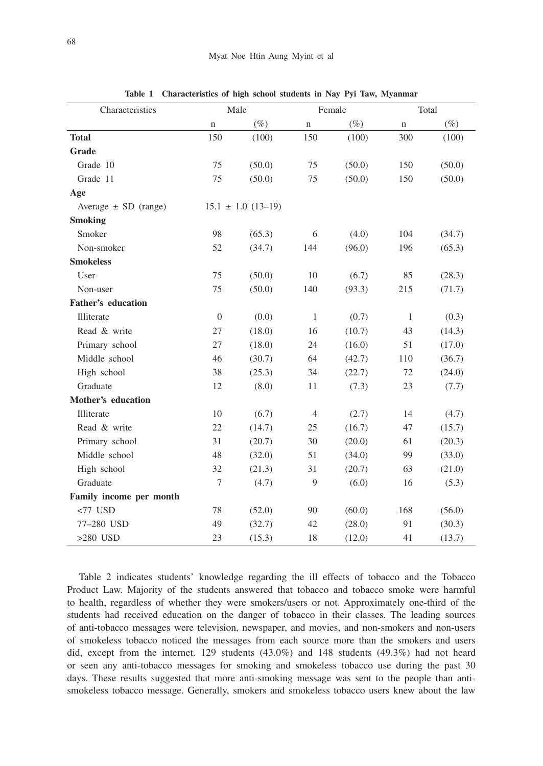**Table 1 Characteristics of high school students in Nay Pyi Taw, Myanmar**

| Characteristics | Male | | Female | | Total | |
|---|---|---|---|---|---|---|
| | n | (%) | n | (%) | n | (%) |
| **Total** | 150 | (100) | 150 | (100) | 300 | (100) |
| **Grade** | | | | | | |
| Grade 10 | 75 | (50.0) | 75 | (50.0) | 150 | (50.0) |
| Grade 11 | 75 | (50.0) | 75 | (50.0) | 150 | (50.0) |
| **Age** | | | | | | |
| Average ± SD (range) | 15.1 ± 1.0 (13–19) | | | | | |
| **Smoking** | | | | | | |
| Smoker | 98 | (65.3) | 6 | (4.0) | 104 | (34.7) |
| Non-smoker | 52 | (34.7) | 144 | (96.0) | 196 | (65.3) |
| **Smokeless** | | | | | | |
| User | 75 | (50.0) | 10 | (6.7) | 85 | (28.3) |
| Non-user | 75 | (50.0) | 140 | (93.3) | 215 | (71.7) |
| **Father's education** | | | | | | |
| Illiterate | 0 | (0.0) | 1 | (0.7) | 1 | (0.3) |
| Read & write | 27 | (18.0) | 16 | (10.7) | 43 | (14.3) |
| Primary school | 27 | (18.0) | 24 | (16.0) | 51 | (17.0) |
| Middle school | 46 | (30.7) | 64 | (42.7) | 110 | (36.7) |
| High school | 38 | (25.3) | 34 | (22.7) | 72 | (24.0) |
| Graduate | 12 | (8.0) | 11 | (7.3) | 23 | (7.7) |
| **Mother's education** | | | | | | |
| Illiterate | 10 | (6.7) | 4 | (2.7) | 14 | (4.7) |
| Read & write | 22 | (14.7) | 25 | (16.7) | 47 | (15.7) |
| Primary school | 31 | (20.7) | 30 | (20.0) | 61 | (20.3) |
| Middle school | 48 | (32.0) | 51 | (34.0) | 99 | (33.0) |
| High school | 32 | (21.3) | 31 | (20.7) | 63 | (21.0) |
| Graduate | 7 | (4.7) | 9 | (6.0) | 16 | (5.3) |
| **Family income per month** | | | | | | |
| <77 USD | 78 | (52.0) | 90 | (60.0) | 168 | (56.0) |
| 77–280 USD | 49 | (32.7) | 42 | (28.0) | 91 | (30.3) |
| >280 USD | 23 | (15.3) | 18 | (12.0) | 41 | (13.7) |

Table 2 indicates students' knowledge regarding the ill effects of tobacco and the Tobacco Product Law. Majority of the students answered that tobacco and tobacco smoke were harmful to health, regardless of whether they were smokers/users or not. Approximately one-third of the students had received education on the danger of tobacco in their classes. The leading sources of anti-tobacco messages were television, newspaper, and movies, and non-smokers and non-users of smokeless tobacco noticed the messages from each source more than the smokers and users did, except from the internet. 129 students (43.0%) and 148 students (49.3%) had not heard or seen any anti-tobacco messages for smoking and smokeless tobacco use during the past 30 days. These results suggested that more anti-smoking message was sent to the people than anti-smokeless tobacco message. Generally, smokers and smokeless tobacco users knew about the law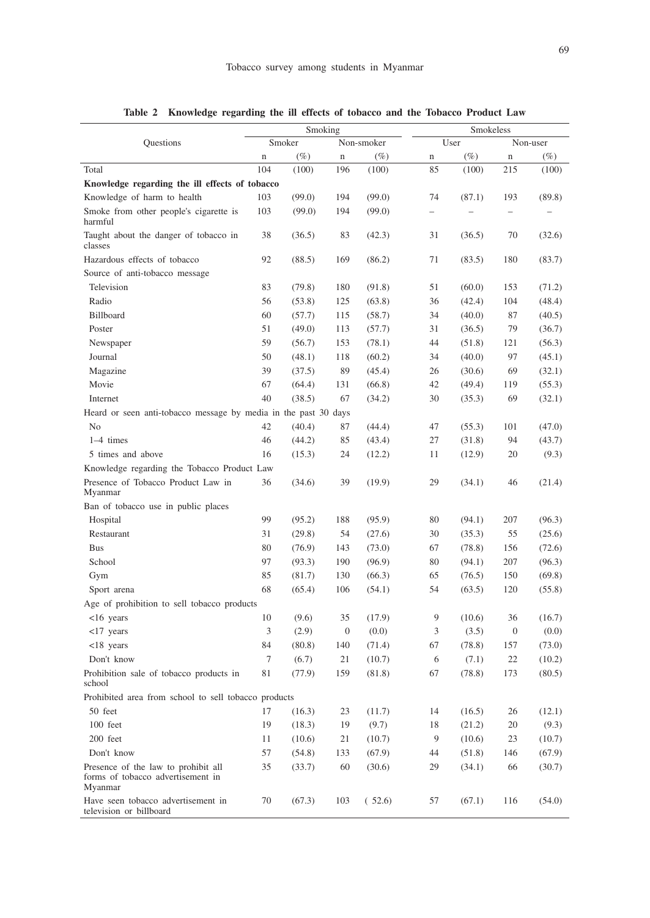**Table 2 Knowledge regarding the ill effects of tobacco and the Tobacco Product Law**

| Questions | Smoking | | | | Smokeless | | | |
|---|---|---|---|---|---|---|---|---|
| | Smoker | | Non-smoker | | User | | Non-user | |
| | n | (%) | n | (%) | n | (%) | n | (%) |
| Total | 104 | (100) | 196 | (100) | 85 | (100) | 215 | (100) |
| **Knowledge regarding the ill effects of tobacco** | | | | | | | | |
| Knowledge of harm to health | 103 | (99.0) | 194 | (99.0) | 74 | (87.1) | 193 | (89.8) |
| Smoke from other people's cigarette is harmful | 103 | (99.0) | 194 | (99.0) | – | – | – | – |
| Taught about the danger of tobacco in classes | 38 | (36.5) | 83 | (42.3) | 31 | (36.5) | 70 | (32.6) |
| Hazardous effects of tobacco | 92 | (88.5) | 169 | (86.2) | 71 | (83.5) | 180 | (83.7) |
| Source of anti-tobacco message | | | | | | | | |
| Television | 83 | (79.8) | 180 | (91.8) | 51 | (60.0) | 153 | (71.2) |
| Radio | 56 | (53.8) | 125 | (63.8) | 36 | (42.4) | 104 | (48.4) |
| Billboard | 60 | (57.7) | 115 | (58.7) | 34 | (40.0) | 87 | (40.5) |
| Poster | 51 | (49.0) | 113 | (57.7) | 31 | (36.5) | 79 | (36.7) |
| Newspaper | 59 | (56.7) | 153 | (78.1) | 44 | (51.8) | 121 | (56.3) |
| Journal | 50 | (48.1) | 118 | (60.2) | 34 | (40.0) | 97 | (45.1) |
| Magazine | 39 | (37.5) | 89 | (45.4) | 26 | (30.6) | 69 | (32.1) |
| Movie | 67 | (64.4) | 131 | (66.8) | 42 | (49.4) | 119 | (55.3) |
| Internet | 40 | (38.5) | 67 | (34.2) | 30 | (35.3) | 69 | (32.1) |
| Heard or seen anti-tobacco message by media in the past 30 days | | | | | | | | |
| No | 42 | (40.4) | 87 | (44.4) | 47 | (55.3) | 101 | (47.0) |
| 1–4 times | 46 | (44.2) | 85 | (43.4) | 27 | (31.8) | 94 | (43.7) |
| 5 times and above | 16 | (15.3) | 24 | (12.2) | 11 | (12.9) | 20 | (9.3) |
| Knowledge regarding the Tobacco Product Law | | | | | | | | |
| Presence of Tobacco Product Law in Myanmar | 36 | (34.6) | 39 | (19.9) | 29 | (34.1) | 46 | (21.4) |
| Ban of tobacco use in public places | | | | | | | | |
| Hospital | 99 | (95.2) | 188 | (95.9) | 80 | (94.1) | 207 | (96.3) |
| Restaurant | 31 | (29.8) | 54 | (27.6) | 30 | (35.3) | 55 | (25.6) |
| Bus | 80 | (76.9) | 143 | (73.0) | 67 | (78.8) | 156 | (72.6) |
| School | 97 | (93.3) | 190 | (96.9) | 80 | (94.1) | 207 | (96.3) |
| Gym | 85 | (81.7) | 130 | (66.3) | 65 | (76.5) | 150 | (69.8) |
| Sport arena | 68 | (65.4) | 106 | (54.1) | 54 | (63.5) | 120 | (55.8) |
| Age of prohibition to sell tobacco products | | | | | | | | |
| <16 years | 10 | (9.6) | 35 | (17.9) | 9 | (10.6) | 36 | (16.7) |
| <17 years | 3 | (2.9) | 0 | (0.0) | 3 | (3.5) | 0 | (0.0) |
| <18 years | 84 | (80.8) | 140 | (71.4) | 67 | (78.8) | 157 | (73.0) |
| Don't know | 7 | (6.7) | 21 | (10.7) | 6 | (7.1) | 22 | (10.2) |
| Prohibition sale of tobacco products in school | 81 | (77.9) | 159 | (81.8) | 67 | (78.8) | 173 | (80.5) |
| Prohibited area from school to sell tobacco products | | | | | | | | |
| 50 feet | 17 | (16.3) | 23 | (11.7) | 14 | (16.5) | 26 | (12.1) |
| 100 feet | 19 | (18.3) | 19 | (9.7) | 18 | (21.2) | 20 | (9.3) |
| 200 feet | 11 | (10.6) | 21 | (10.7) | 9 | (10.6) | 23 | (10.7) |
| Don't know | 57 | (54.8) | 133 | (67.9) | 44 | (51.8) | 146 | (67.9) |
| Presence of the law to prohibit all forms of tobacco advertisement in Myanmar | 35 | (33.7) | 60 | (30.6) | 29 | (34.1) | 66 | (30.7) |
| Have seen tobacco advertisement in television or billboard | 70 | (67.3) | 103 | ( 52.6) | 57 | (67.1) | 116 | (54.0) |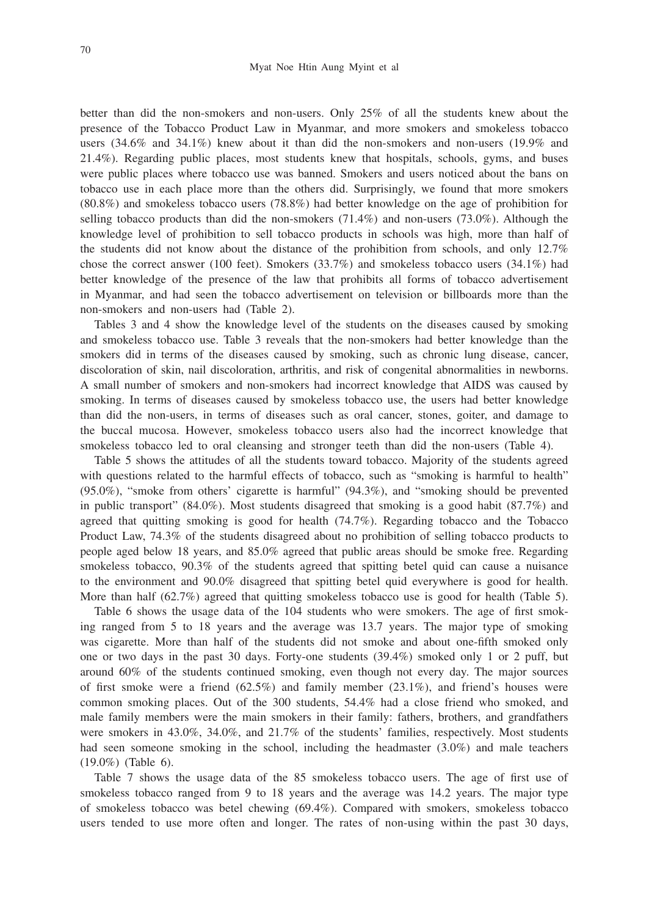better than did the non-smokers and non-users. Only 25% of all the students knew about the presence of the Tobacco Product Law in Myanmar, and more smokers and smokeless tobacco users (34.6% and 34.1%) knew about it than did the non-smokers and non-users (19.9% and 21.4%). Regarding public places, most students knew that hospitals, schools, gyms, and buses were public places where tobacco use was banned. Smokers and users noticed about the bans on tobacco use in each place more than the others did. Surprisingly, we found that more smokers (80.8%) and smokeless tobacco users (78.8%) had better knowledge on the age of prohibition for selling tobacco products than did the non-smokers (71.4%) and non-users (73.0%). Although the knowledge level of prohibition to sell tobacco products in schools was high, more than half of the students did not know about the distance of the prohibition from schools, and only 12.7% chose the correct answer (100 feet). Smokers (33.7%) and smokeless tobacco users (34.1%) had better knowledge of the presence of the law that prohibits all forms of tobacco advertisement in Myanmar, and had seen the tobacco advertisement on television or billboards more than the non-smokers and non-users had (Table 2).

Tables 3 and 4 show the knowledge level of the students on the diseases caused by smoking and smokeless tobacco use. Table 3 reveals that the non-smokers had better knowledge than the smokers did in terms of the diseases caused by smoking, such as chronic lung disease, cancer, discoloration of skin, nail discoloration, arthritis, and risk of congenital abnormalities in newborns. A small number of smokers and non-smokers had incorrect knowledge that AIDS was caused by smoking. In terms of diseases caused by smokeless tobacco use, the users had better knowledge than did the non-users, in terms of diseases such as oral cancer, stones, goiter, and damage to the buccal mucosa. However, smokeless tobacco users also had the incorrect knowledge that smokeless tobacco led to oral cleansing and stronger teeth than did the non-users (Table 4).

Table 5 shows the attitudes of all the students toward tobacco. Majority of the students agreed with questions related to the harmful effects of tobacco, such as "smoking is harmful to health" (95.0%), "smoke from others' cigarette is harmful" (94.3%), and "smoking should be prevented in public transport" (84.0%). Most students disagreed that smoking is a good habit (87.7%) and agreed that quitting smoking is good for health (74.7%). Regarding tobacco and the Tobacco Product Law, 74.3% of the students disagreed about no prohibition of selling tobacco products to people aged below 18 years, and 85.0% agreed that public areas should be smoke free. Regarding smokeless tobacco, 90.3% of the students agreed that spitting betel quid can cause a nuisance to the environment and 90.0% disagreed that spitting betel quid everywhere is good for health. More than half (62.7%) agreed that quitting smokeless tobacco use is good for health (Table 5).

Table 6 shows the usage data of the 104 students who were smokers. The age of first smoking ranged from 5 to 18 years and the average was 13.7 years. The major type of smoking was cigarette. More than half of the students did not smoke and about one-fifth smoked only one or two days in the past 30 days. Forty-one students (39.4%) smoked only 1 or 2 puff, but around 60% of the students continued smoking, even though not every day. The major sources of first smoke were a friend (62.5%) and family member (23.1%), and friend's houses were common smoking places. Out of the 300 students, 54.4% had a close friend who smoked, and male family members were the main smokers in their family: fathers, brothers, and grandfathers were smokers in 43.0%, 34.0%, and 21.7% of the students' families, respectively. Most students had seen someone smoking in the school, including the headmaster (3.0%) and male teachers (19.0%) (Table 6).

Table 7 shows the usage data of the 85 smokeless tobacco users. The age of first use of smokeless tobacco ranged from 9 to 18 years and the average was 14.2 years. The major type of smokeless tobacco was betel chewing (69.4%). Compared with smokers, smokeless tobacco users tended to use more often and longer. The rates of non-using within the past 30 days,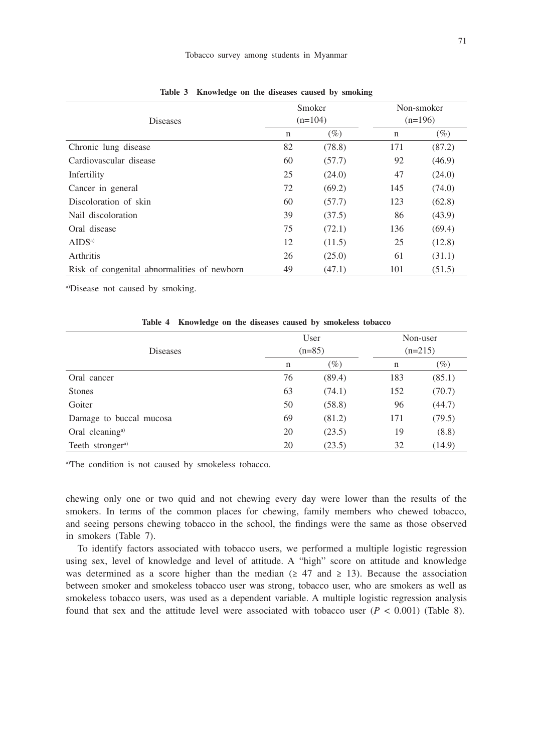**Table 3 Knowledge on the diseases caused by smoking**

| Diseases | Smoker (n=104) | | Non-smoker (n=196) | |
|---|---|---|---|---|
| | n | (%) | n | (%) |
| Chronic lung disease | 82 | (78.8) | 171 | (87.2) |
| Cardiovascular disease | 60 | (57.7) | 92 | (46.9) |
| Infertility | 25 | (24.0) | 47 | (24.0) |
| Cancer in general | 72 | (69.2) | 145 | (74.0) |
| Discoloration of skin | 60 | (57.7) | 123 | (62.8) |
| Nail discoloration | 39 | (37.5) | 86 | (43.9) |
| Oral disease | 75 | (72.1) | 136 | (69.4) |
| AIDS[a] | 12 | (11.5) | 25 | (12.8) |
| Arthritis | 26 | (25.0) | 61 | (31.1) |
| Risk of congenital abnormalities of newborn | 49 | (47.1) | 101 | (51.5) |

[a]Disease not caused by smoking.

**Table 4 Knowledge on the diseases caused by smokeless tobacco**

| Diseases | User (n=85) | | Non-user (n=215) | |
|---|---|---|---|---|
| | n | (%) | n | (%) |
| Oral cancer | 76 | (89.4) | 183 | (85.1) |
| Stones | 63 | (74.1) | 152 | (70.7) |
| Goiter | 50 | (58.8) | 96 | (44.7) |
| Damage to buccal mucosa | 69 | (81.2) | 171 | (79.5) |
| Oral cleaning[a] | 20 | (23.5) | 19 | (8.8) |
| Teeth stronger[a] | 20 | (23.5) | 32 | (14.9) |

[a]The condition is not caused by smokeless tobacco.

chewing only one or two quid and not chewing every day were lower than the results of the smokers. In terms of the common places for chewing, family members who chewed tobacco, and seeing persons chewing tobacco in the school, the findings were the same as those observed in smokers (Table 7).

To identify factors associated with tobacco users, we performed a multiple logistic regression using sex, level of knowledge and level of attitude. A "high" score on attitude and knowledge was determined as a score higher than the median ($\geq$ 47 and $\geq$ 13). Because the association between smoker and smokeless tobacco user was strong, tobacco user, who are smokers as well as smokeless tobacco users, was used as a dependent variable. A multiple logistic regression analysis found that sex and the attitude level were associated with tobacco user ($P < 0.001$) (Table 8).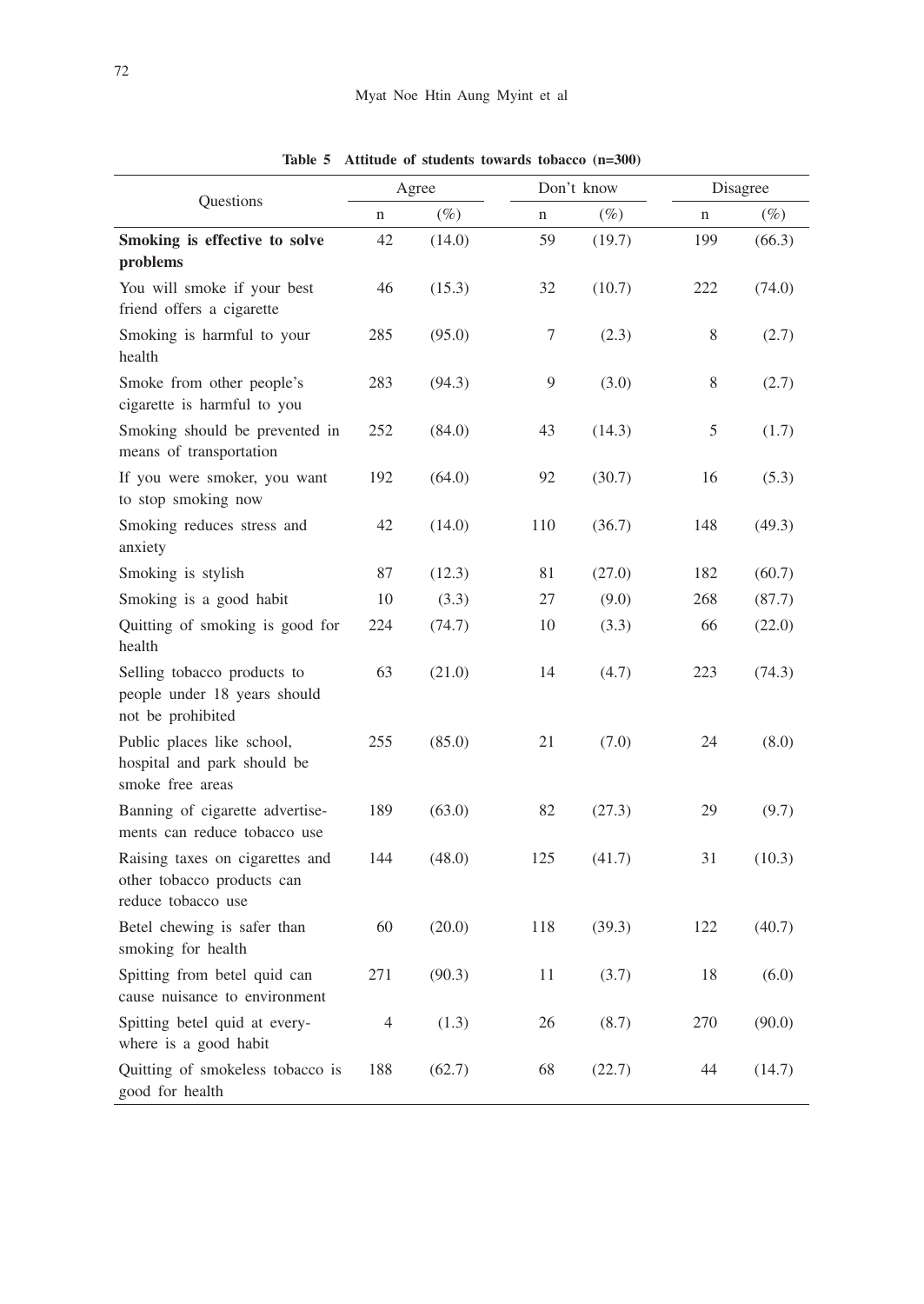**Table 5 Attitude of students towards tobacco (n=300)**

| Questions | Agree | | Don't know | | Disagree | |
|---|---|---|---|---|---|---|
| | n | (%) | n | (%) | n | (%) |
| **Smoking is effective to solve problems** | 42 | (14.0) | 59 | (19.7) | 199 | (66.3) |
| You will smoke if your best friend offers a cigarette | 46 | (15.3) | 32 | (10.7) | 222 | (74.0) |
| Smoking is harmful to your health | 285 | (95.0) | 7 | (2.3) | 8 | (2.7) |
| Smoke from other people's cigarette is harmful to you | 283 | (94.3) | 9 | (3.0) | 8 | (2.7) |
| Smoking should be prevented in means of transportation | 252 | (84.0) | 43 | (14.3) | 5 | (1.7) |
| If you were smoker, you want to stop smoking now | 192 | (64.0) | 92 | (30.7) | 16 | (5.3) |
| Smoking reduces stress and anxiety | 42 | (14.0) | 110 | (36.7) | 148 | (49.3) |
| Smoking is stylish | 87 | (12.3) | 81 | (27.0) | 182 | (60.7) |
| Smoking is a good habit | 10 | (3.3) | 27 | (9.0) | 268 | (87.7) |
| Quitting of smoking is good for health | 224 | (74.7) | 10 | (3.3) | 66 | (22.0) |
| Selling tobacco products to people under 18 years should not be prohibited | 63 | (21.0) | 14 | (4.7) | 223 | (74.3) |
| Public places like school, hospital and park should be smoke free areas | 255 | (85.0) | 21 | (7.0) | 24 | (8.0) |
| Banning of cigarette advertisements can reduce tobacco use | 189 | (63.0) | 82 | (27.3) | 29 | (9.7) |
| Raising taxes on cigarettes and other tobacco products can reduce tobacco use | 144 | (48.0) | 125 | (41.7) | 31 | (10.3) |
| Betel chewing is safer than smoking for health | 60 | (20.0) | 118 | (39.3) | 122 | (40.7) |
| Spitting from betel quid can cause nuisance to environment | 271 | (90.3) | 11 | (3.7) | 18 | (6.0) |
| Spitting betel quid at everywhere is a good habit | 4 | (1.3) | 26 | (8.7) | 270 | (90.0) |
| Quitting of smokeless tobacco is good for health | 188 | (62.7) | 68 | (22.7) | 44 | (14.7) |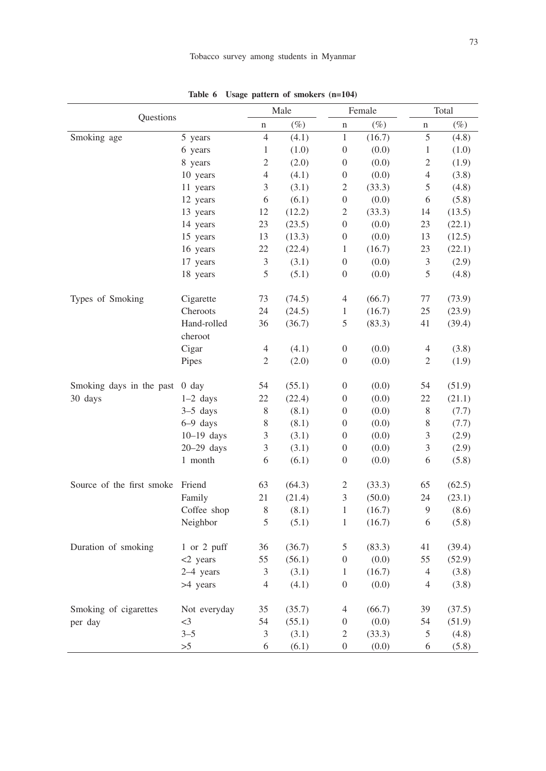**Table 6 Usage pattern of smokers (n=104)**

| Questions | | Male | | Female | | Total | |
|---|---|---|---|---|---|---|---|
| | | n | (%) | n | (%) | n | (%) |
| Smoking age | 5 years | 4 | (4.1) | 1 | (16.7) | 5 | (4.8) |
| | 6 years | 1 | (1.0) | 0 | (0.0) | 1 | (1.0) |
| | 8 years | 2 | (2.0) | 0 | (0.0) | 2 | (1.9) |
| | 10 years | 4 | (4.1) | 0 | (0.0) | 4 | (3.8) |
| | 11 years | 3 | (3.1) | 2 | (33.3) | 5 | (4.8) |
| | 12 years | 6 | (6.1) | 0 | (0.0) | 6 | (5.8) |
| | 13 years | 12 | (12.2) | 2 | (33.3) | 14 | (13.5) |
| | 14 years | 23 | (23.5) | 0 | (0.0) | 23 | (22.1) |
| | 15 years | 13 | (13.3) | 0 | (0.0) | 13 | (12.5) |
| | 16 years | 22 | (22.4) | 1 | (16.7) | 23 | (22.1) |
| | 17 years | 3 | (3.1) | 0 | (0.0) | 3 | (2.9) |
| | 18 years | 5 | (5.1) | 0 | (0.0) | 5 | (4.8) |
| Types of Smoking | Cigarette | 73 | (74.5) | 4 | (66.7) | 77 | (73.9) |
| | Cheroots | 24 | (24.5) | 1 | (16.7) | 25 | (23.9) |
| | Hand-rolled cheroot | 36 | (36.7) | 5 | (83.3) | 41 | (39.4) |
| | Cigar | 4 | (4.1) | 0 | (0.0) | 4 | (3.8) |
| | Pipes | 2 | (2.0) | 0 | (0.0) | 2 | (1.9) |
| Smoking days in the past 30 days | 0 day | 54 | (55.1) | 0 | (0.0) | 54 | (51.9) |
| | 1–2 days | 22 | (22.4) | 0 | (0.0) | 22 | (21.1) |
| | 3–5 days | 8 | (8.1) | 0 | (0.0) | 8 | (7.7) |
| | 6–9 days | 8 | (8.1) | 0 | (0.0) | 8 | (7.7) |
| | 10–19 days | 3 | (3.1) | 0 | (0.0) | 3 | (2.9) |
| | 20–29 days | 3 | (3.1) | 0 | (0.0) | 3 | (2.9) |
| | 1 month | 6 | (6.1) | 0 | (0.0) | 6 | (5.8) |
| Source of the first smoke | Friend | 63 | (64.3) | 2 | (33.3) | 65 | (62.5) |
| | Family | 21 | (21.4) | 3 | (50.0) | 24 | (23.1) |
| | Coffee shop | 8 | (8.1) | 1 | (16.7) | 9 | (8.6) |
| | Neighbor | 5 | (5.1) | 1 | (16.7) | 6 | (5.8) |
| Duration of smoking | 1 or 2 puff | 36 | (36.7) | 5 | (83.3) | 41 | (39.4) |
| | <2 years | 55 | (56.1) | 0 | (0.0) | 55 | (52.9) |
| | 2–4 years | 3 | (3.1) | 1 | (16.7) | 4 | (3.8) |
| | >4 years | 4 | (4.1) | 0 | (0.0) | 4 | (3.8) |
| Smoking of cigarettes per day | Not everyday | 35 | (35.7) | 4 | (66.7) | 39 | (37.5) |
| | <3 | 54 | (55.1) | 0 | (0.0) | 54 | (51.9) |
| | 3–5 | 3 | (3.1) | 2 | (33.3) | 5 | (4.8) |
| | >5 | 6 | (6.1) | 0 | (0.0) | 6 | (5.8) |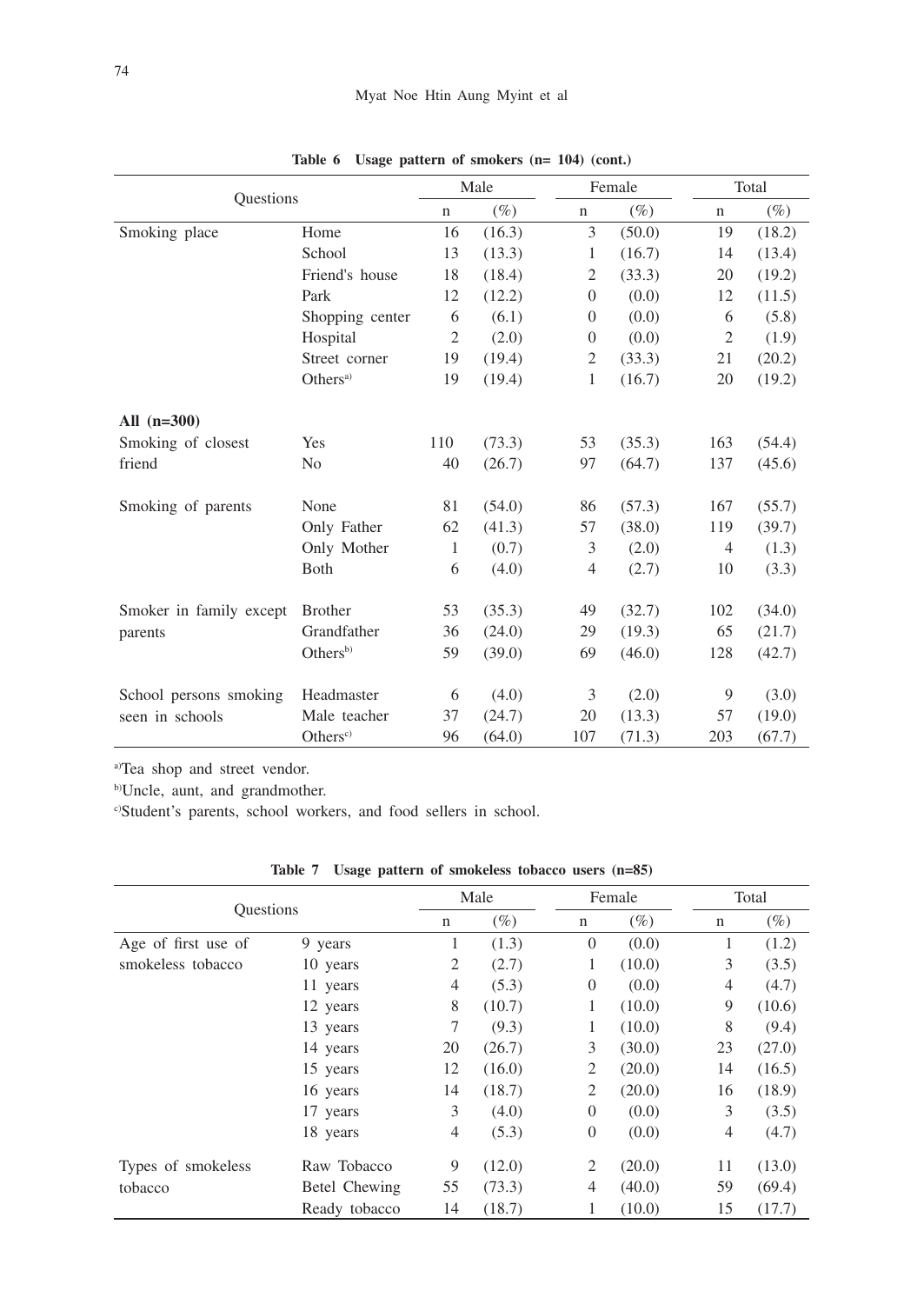**Table 6 Usage pattern of smokers (n= 104) (cont.)**

| Questions | | Male | | Female | | Total | |
|---|---|---|---|---|---|---|---|
| | | n | (%) | n | (%) | n | (%) |
| Smoking place | Home | 16 | (16.3) | 3 | (50.0) | 19 | (18.2) |
| | School | 13 | (13.3) | 1 | (16.7) | 14 | (13.4) |
| | Friend's house | 18 | (18.4) | 2 | (33.3) | 20 | (19.2) |
| | Park | 12 | (12.2) | 0 | (0.0) | 12 | (11.5) |
| | Shopping center | 6 | (6.1) | 0 | (0.0) | 6 | (5.8) |
| | Hospital | 2 | (2.0) | 0 | (0.0) | 2 | (1.9) |
| | Street corner | 19 | (19.4) | 2 | (33.3) | 21 | (20.2) |
| | Others[a] | 19 | (19.4) | 1 | (16.7) | 20 | (19.2) |
| **All (n=300)** | | | | | | | |
| Smoking of closest friend | Yes | 110 | (73.3) | 53 | (35.3) | 163 | (54.4) |
| | No | 40 | (26.7) | 97 | (64.7) | 137 | (45.6) |
| Smoking of parents | None | 81 | (54.0) | 86 | (57.3) | 167 | (55.7) |
| | Only Father | 62 | (41.3) | 57 | (38.0) | 119 | (39.7) |
| | Only Mother | 1 | (0.7) | 3 | (2.0) | 4 | (1.3) |
| | Both | 6 | (4.0) | 4 | (2.7) | 10 | (3.3) |
| Smoker in family except parents | Brother | 53 | (35.3) | 49 | (32.7) | 102 | (34.0) |
| | Grandfather | 36 | (24.0) | 29 | (19.3) | 65 | (21.7) |
| | Others[b] | 59 | (39.0) | 69 | (46.0) | 128 | (42.7) |
| School persons smoking seen in schools | Headmaster | 6 | (4.0) | 3 | (2.0) | 9 | (3.0) |
| | Male teacher | 37 | (24.7) | 20 | (13.3) | 57 | (19.0) |
| | Others[c] | 96 | (64.0) | 107 | (71.3) | 203 | (67.7) |

[a]Tea shop and street vendor.

[b]Uncle, aunt, and grandmother.

[c]Student's parents, school workers, and food sellers in school.

**Table 7 Usage pattern of smokeless tobacco users (n=85)**

| Questions | | Male | | Female | | Total | |
|---|---|---|---|---|---|---|---|
| | | n | (%) | n | (%) | n | (%) |
| Age of first use of smokeless tobacco | 9 years | 1 | (1.3) | 0 | (0.0) | 1 | (1.2) |
| | 10 years | 2 | (2.7) | 1 | (10.0) | 3 | (3.5) |
| | 11 years | 4 | (5.3) | 0 | (0.0) | 4 | (4.7) |
| | 12 years | 8 | (10.7) | 1 | (10.0) | 9 | (10.6) |
| | 13 years | 7 | (9.3) | 1 | (10.0) | 8 | (9.4) |
| | 14 years | 20 | (26.7) | 3 | (30.0) | 23 | (27.0) |
| | 15 years | 12 | (16.0) | 2 | (20.0) | 14 | (16.5) |
| | 16 years | 14 | (18.7) | 2 | (20.0) | 16 | (18.9) |
| | 17 years | 3 | (4.0) | 0 | (0.0) | 3 | (3.5) |
| | 18 years | 4 | (5.3) | 0 | (0.0) | 4 | (4.7) |
| Types of smokeless tobacco | Raw Tobacco | 9 | (12.0) | 2 | (20.0) | 11 | (13.0) |
| | Betel Chewing | 55 | (73.3) | 4 | (40.0) | 59 | (69.4) |
| | Ready tobacco | 14 | (18.7) | 1 | (10.0) | 15 | (17.7) |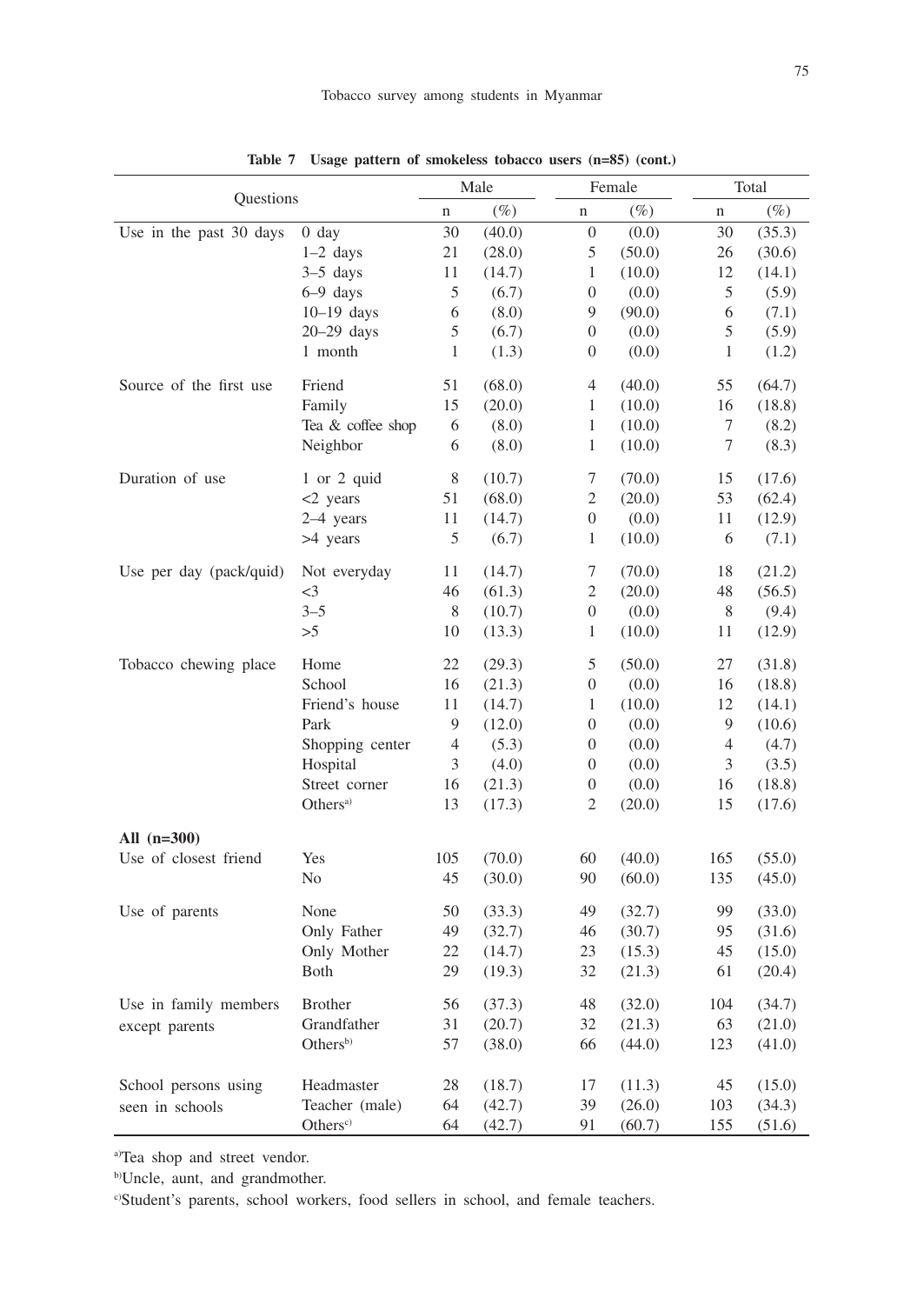**Table 7 Usage pattern of smokeless tobacco users (n=85) (cont.)**

| Questions | | Male | | Female | | Total | |
|---|---|---|---|---|---|---|---|
| | | n | (%) | n | (%) | n | (%) |
| Use in the past 30 days | 0 day | 30 | (40.0) | 0 | (0.0) | 30 | (35.3) |
| | 1–2 days | 21 | (28.0) | 5 | (50.0) | 26 | (30.6) |
| | 3–5 days | 11 | (14.7) | 1 | (10.0) | 12 | (14.1) |
| | 6–9 days | 5 | (6.7) | 0 | (0.0) | 5 | (5.9) |
| | 10–19 days | 6 | (8.0) | 9 | (90.0) | 6 | (7.1) |
| | 20–29 days | 5 | (6.7) | 0 | (0.0) | 5 | (5.9) |
| | 1 month | 1 | (1.3) | 0 | (0.0) | 1 | (1.2) |
| Source of the first use | Friend | 51 | (68.0) | 4 | (40.0) | 55 | (64.7) |
| | Family | 15 | (20.0) | 1 | (10.0) | 16 | (18.8) |
| | Tea & coffee shop | 6 | (8.0) | 1 | (10.0) | 7 | (8.2) |
| | Neighbor | 6 | (8.0) | 1 | (10.0) | 7 | (8.3) |
| Duration of use | 1 or 2 quid | 8 | (10.7) | 7 | (70.0) | 15 | (17.6) |
| | <2 years | 51 | (68.0) | 2 | (20.0) | 53 | (62.4) |
| | 2–4 years | 11 | (14.7) | 0 | (0.0) | 11 | (12.9) |
| | >4 years | 5 | (6.7) | 1 | (10.0) | 6 | (7.1) |
| Use per day (pack/quid) | Not everyday | 11 | (14.7) | 7 | (70.0) | 18 | (21.2) |
| | <3 | 46 | (61.3) | 2 | (20.0) | 48 | (56.5) |
| | 3–5 | 8 | (10.7) | 0 | (0.0) | 8 | (9.4) |
| | >5 | 10 | (13.3) | 1 | (10.0) | 11 | (12.9) |
| Tobacco chewing place | Home | 22 | (29.3) | 5 | (50.0) | 27 | (31.8) |
| | School | 16 | (21.3) | 0 | (0.0) | 16 | (18.8) |
| | Friend's house | 11 | (14.7) | 1 | (10.0) | 12 | (14.1) |
| | Park | 9 | (12.0) | 0 | (0.0) | 9 | (10.6) |
| | Shopping center | 4 | (5.3) | 0 | (0.0) | 4 | (4.7) |
| | Hospital | 3 | (4.0) | 0 | (0.0) | 3 | (3.5) |
| | Street corner | 16 | (21.3) | 0 | (0.0) | 16 | (18.8) |
| | Others[a] | 13 | (17.3) | 2 | (20.0) | 15 | (17.6) |
| **All (n=300)** | | | | | | | |
| Use of closest friend | Yes | 105 | (70.0) | 60 | (40.0) | 165 | (55.0) |
| | No | 45 | (30.0) | 90 | (60.0) | 135 | (45.0) |
| Use of parents | None | 50 | (33.3) | 49 | (32.7) | 99 | (33.0) |
| | Only Father | 49 | (32.7) | 46 | (30.7) | 95 | (31.6) |
| | Only Mother | 22 | (14.7) | 23 | (15.3) | 45 | (15.0) |
| | Both | 29 | (19.3) | 32 | (21.3) | 61 | (20.4) |
| Use in family members except parents | Brother | 56 | (37.3) | 48 | (32.0) | 104 | (34.7) |
| | Grandfather | 31 | (20.7) | 32 | (21.3) | 63 | (21.0) |
| | Others[b] | 57 | (38.0) | 66 | (44.0) | 123 | (41.0) |
| School persons using seen in schools | Headmaster | 28 | (18.7) | 17 | (11.3) | 45 | (15.0) |
| | Teacher (male) | 64 | (42.7) | 39 | (26.0) | 103 | (34.3) |
| | Others[c] | 64 | (42.7) | 91 | (60.7) | 155 | (51.6) |

[a]Tea shop and street vendor.

[b]Uncle, aunt, and grandmother.

[c]Student's parents, school workers, food sellers in school, and female teachers.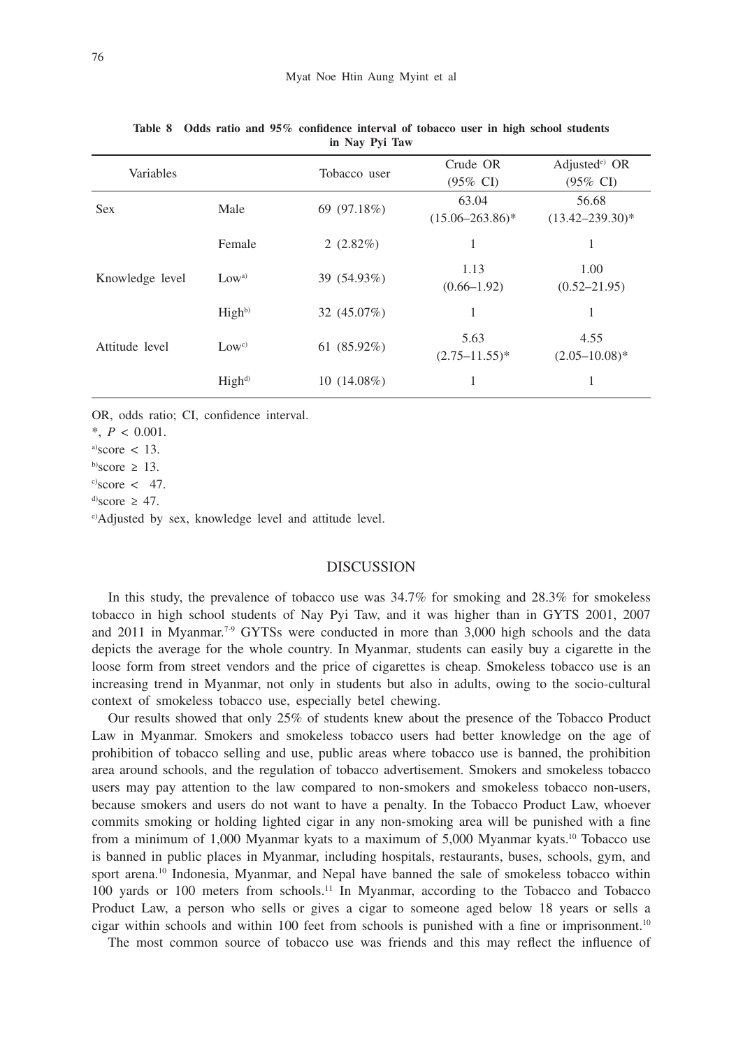**Table 8 Odds ratio and 95% confidence interval of tobacco user in high school students in Nay Pyi Taw**

| Variables | | Tobacco user | Crude OR (95% CI) | Adjusted[e)] OR (95% CI) |
|---|---|---|---|---|
| Sex | Male | 69 (97.18%) | 63.04 (15.06–263.86)* | 56.68 (13.42–239.30)* |
| | Female | 2 (2.82%) | 1 | 1 |
| Knowledge level | Low[a)] | 39 (54.93%) | 1.13 (0.66–1.92) | 1.00 (0.52–21.95) |
| | High[b)] | 32 (45.07%) | 1 | 1 |
| Attitude level | Low[c)] | 61 (85.92%) | 5.63 (2.75–11.55)* | 4.55 (2.05–10.08)* |
| | High[d)] | 10 (14.08%) | 1 | 1 |

OR, odds ratio; CI, confidence interval.

*, $P < 0.001$.

[a)]score < 13.

[b)]score ≥ 13.

[c)]score < 47.

[d)]score ≥ 47.

[e)]Adjusted by sex, knowledge level and attitude level.

## DISCUSSION

In this study, the prevalence of tobacco use was 34.7% for smoking and 28.3% for smokeless tobacco in high school students of Nay Pyi Taw, and it was higher than in GYTS 2001, 2007 and 2011 in Myanmar.[7-9] GYTSs were conducted in more than 3,000 high schools and the data depicts the average for the whole country. In Myanmar, students can easily buy a cigarette in the loose form from street vendors and the price of cigarettes is cheap. Smokeless tobacco use is an increasing trend in Myanmar, not only in students but also in adults, owing to the socio-cultural context of smokeless tobacco use, especially betel chewing.

Our results showed that only 25% of students knew about the presence of the Tobacco Product Law in Myanmar. Smokers and smokeless tobacco users had better knowledge on the age of prohibition of tobacco selling and use, public areas where tobacco use is banned, the prohibition area around schools, and the regulation of tobacco advertisement. Smokers and smokeless tobacco users may pay attention to the law compared to non-smokers and smokeless tobacco non-users, because smokers and users do not want to have a penalty. In the Tobacco Product Law, whoever commits smoking or holding lighted cigar in any non-smoking area will be punished with a fine from a minimum of 1,000 Myanmar kyats to a maximum of 5,000 Myanmar kyats.[10] Tobacco use is banned in public places in Myanmar, including hospitals, restaurants, buses, schools, gym, and sport arena.[10] Indonesia, Myanmar, and Nepal have banned the sale of smokeless tobacco within 100 yards or 100 meters from schools.[11] In Myanmar, according to the Tobacco and Tobacco Product Law, a person who sells or gives a cigar to someone aged below 18 years or sells a cigar within schools and within 100 feet from schools is punished with a fine or imprisonment.[10]

The most common source of tobacco use was friends and this may reflect the influence of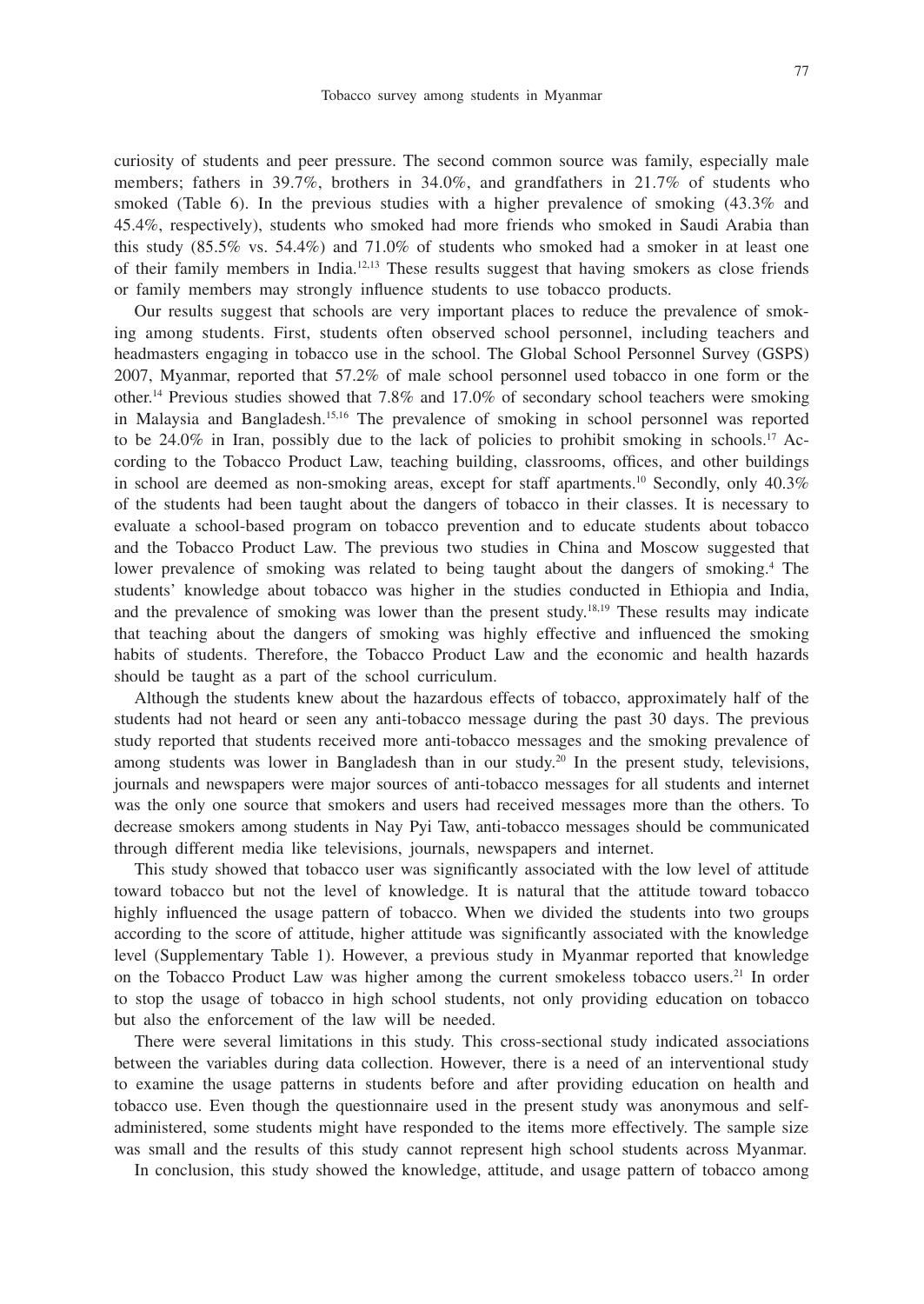curiosity of students and peer pressure. The second common source was family, especially male members; fathers in 39.7%, brothers in 34.0%, and grandfathers in 21.7% of students who smoked (Table 6). In the previous studies with a higher prevalence of smoking (43.3% and 45.4%, respectively), students who smoked had more friends who smoked in Saudi Arabia than this study (85.5% vs. 54.4%) and 71.0% of students who smoked had a smoker in at least one of their family members in India.[12,13] These results suggest that having smokers as close friends or family members may strongly influence students to use tobacco products.

Our results suggest that schools are very important places to reduce the prevalence of smoking among students. First, students often observed school personnel, including teachers and headmasters engaging in tobacco use in the school. The Global School Personnel Survey (GSPS) 2007, Myanmar, reported that 57.2% of male school personnel used tobacco in one form or the other.[14] Previous studies showed that 7.8% and 17.0% of secondary school teachers were smoking in Malaysia and Bangladesh.[15,16] The prevalence of smoking in school personnel was reported to be 24.0% in Iran, possibly due to the lack of policies to prohibit smoking in schools.[17] According to the Tobacco Product Law, teaching building, classrooms, offices, and other buildings in school are deemed as non-smoking areas, except for staff apartments.[10] Secondly, only 40.3% of the students had been taught about the dangers of tobacco in their classes. It is necessary to evaluate a school-based program on tobacco prevention and to educate students about tobacco and the Tobacco Product Law. The previous two studies in China and Moscow suggested that lower prevalence of smoking was related to being taught about the dangers of smoking.[4] The students' knowledge about tobacco was higher in the studies conducted in Ethiopia and India, and the prevalence of smoking was lower than the present study.[18,19] These results may indicate that teaching about the dangers of smoking was highly effective and influenced the smoking habits of students. Therefore, the Tobacco Product Law and the economic and health hazards should be taught as a part of the school curriculum.

Although the students knew about the hazardous effects of tobacco, approximately half of the students had not heard or seen any anti-tobacco message during the past 30 days. The previous study reported that students received more anti-tobacco messages and the smoking prevalence of among students was lower in Bangladesh than in our study.[20] In the present study, televisions, journals and newspapers were major sources of anti-tobacco messages for all students and internet was the only one source that smokers and users had received messages more than the others. To decrease smokers among students in Nay Pyi Taw, anti-tobacco messages should be communicated through different media like televisions, journals, newspapers and internet.

This study showed that tobacco user was significantly associated with the low level of attitude toward tobacco but not the level of knowledge. It is natural that the attitude toward tobacco highly influenced the usage pattern of tobacco. When we divided the students into two groups according to the score of attitude, higher attitude was significantly associated with the knowledge level (Supplementary Table 1). However, a previous study in Myanmar reported that knowledge on the Tobacco Product Law was higher among the current smokeless tobacco users.[21] In order to stop the usage of tobacco in high school students, not only providing education on tobacco but also the enforcement of the law will be needed.

There were several limitations in this study. This cross-sectional study indicated associations between the variables during data collection. However, there is a need of an interventional study to examine the usage patterns in students before and after providing education on health and tobacco use. Even though the questionnaire used in the present study was anonymous and self-administered, some students might have responded to the items more effectively. The sample size was small and the results of this study cannot represent high school students across Myanmar.

In conclusion, this study showed the knowledge, attitude, and usage pattern of tobacco among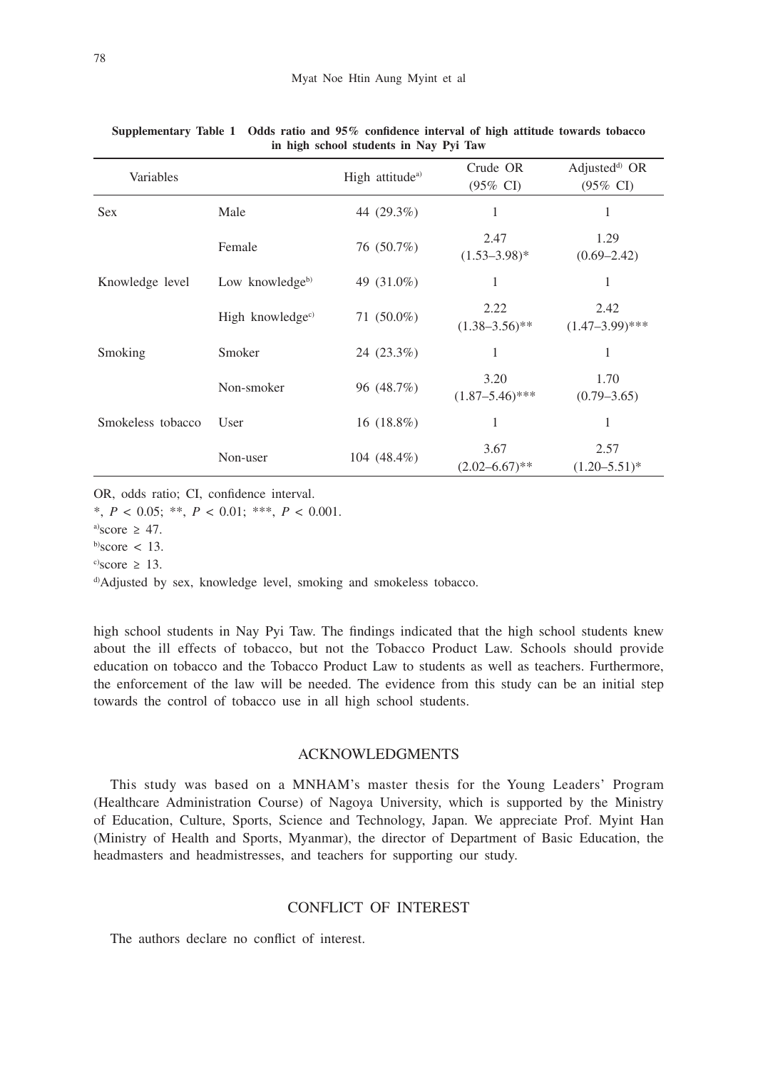**Supplementary Table 1 Odds ratio and 95% confidence interval of high attitude towards tobacco in high school students in Nay Pyi Taw**

| Variables | | High attitude[a] | Crude OR (95% CI) | Adjusted[d] OR (95% CI) |
|---|---|---|---|---|
| Sex | Male | 44 (29.3%) | 1 | 1 |
| | Female | 76 (50.7%) | 2.47 (1.53–3.98)* | 1.29 (0.69–2.42) |
| Knowledge level | Low knowledge[b] | 49 (31.0%) | 1 | 1 |
| | High knowledge[c] | 71 (50.0%) | 2.22 (1.38–3.56)** | 2.42 (1.47–3.99)*** |
| Smoking | Smoker | 24 (23.3%) | 1 | 1 |
| | Non-smoker | 96 (48.7%) | 3.20 (1.87–5.46)*** | 1.70 (0.79–3.65) |
| Smokeless tobacco | User | 16 (18.8%) | 1 | 1 |
| | Non-user | 104 (48.4%) | 3.67 (2.02–6.67)** | 2.57 (1.20–5.51)* |

OR, odds ratio; CI, confidence interval.

*, $P < 0.05$; **, $P < 0.01$; ***, $P < 0.001$.

[a]score ≥ 47.

[b]score < 13.

[c]score ≥ 13.

[d]Adjusted by sex, knowledge level, smoking and smokeless tobacco.

high school students in Nay Pyi Taw. The findings indicated that the high school students knew about the ill effects of tobacco, but not the Tobacco Product Law. Schools should provide education on tobacco and the Tobacco Product Law to students as well as teachers. Furthermore, the enforcement of the law will be needed. The evidence from this study can be an initial step towards the control of tobacco use in all high school students.

## ACKNOWLEDGMENTS

This study was based on a MNHAM's master thesis for the Young Leaders' Program (Healthcare Administration Course) of Nagoya University, which is supported by the Ministry of Education, Culture, Sports, Science and Technology, Japan. We appreciate Prof. Myint Han (Ministry of Health and Sports, Myanmar), the director of Department of Basic Education, the headmasters and headmistresses, and teachers for supporting our study.

## CONFLICT OF INTEREST

The authors declare no conflict of interest.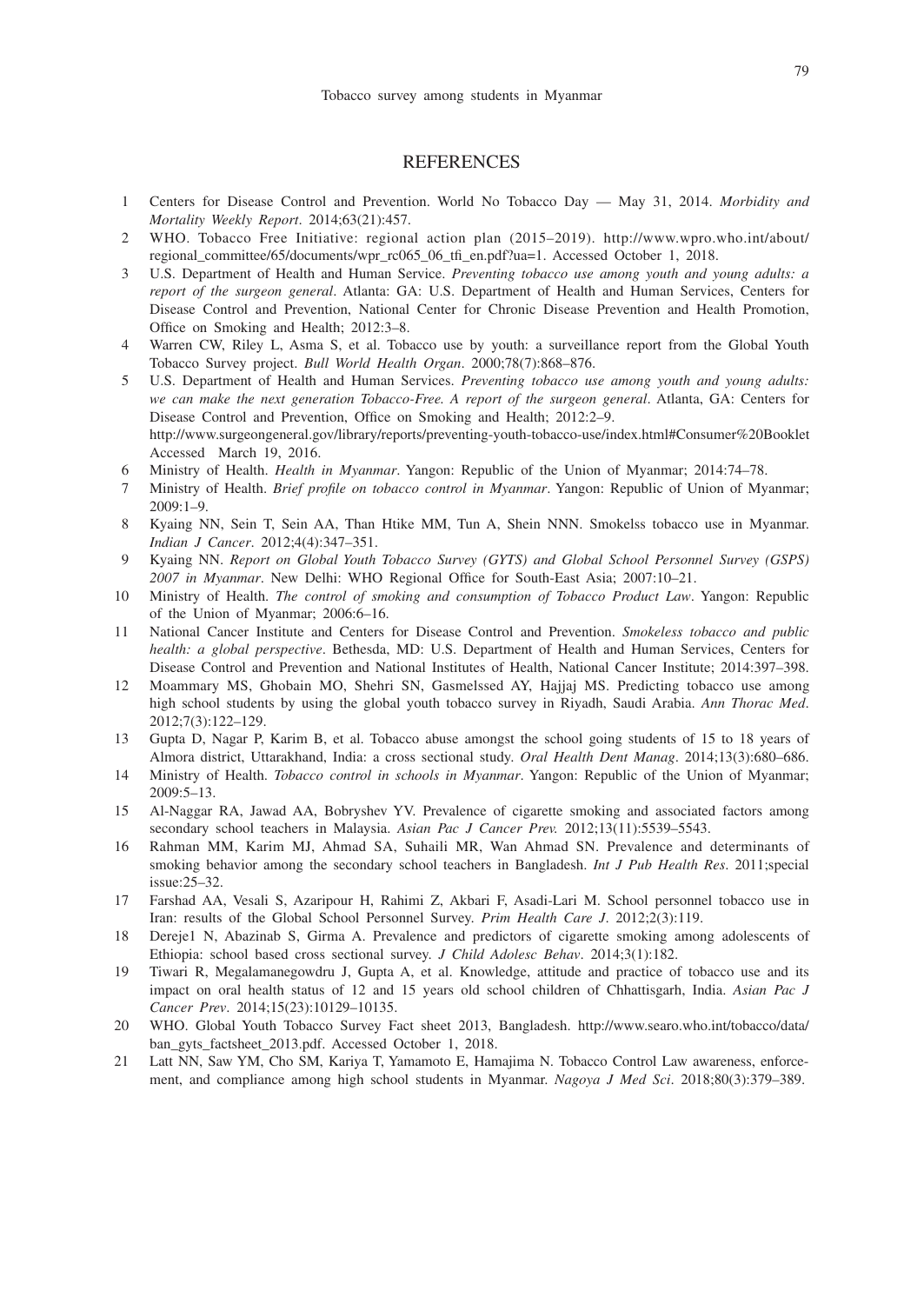## REFERENCES

1. Centers for Disease Control and Prevention. World No Tobacco Day — May 31, 2014. *Morbidity and Mortality Weekly Report*. 2014;63(21):457.
2. WHO. Tobacco Free Initiative: regional action plan (2015–2019). http://www.wpro.who.int/about/regional_committee/65/documents/wpr_rc065_06_tfi_en.pdf?ua=1. Accessed October 1, 2018.
3. U.S. Department of Health and Human Service. *Preventing tobacco use among youth and young adults: a report of the surgeon general*. Atlanta: GA: U.S. Department of Health and Human Services, Centers for Disease Control and Prevention, National Center for Chronic Disease Prevention and Health Promotion, Office on Smoking and Health; 2012:3–8.
4. Warren CW, Riley L, Asma S, et al. Tobacco use by youth: a surveillance report from the Global Youth Tobacco Survey project. *Bull World Health Organ*. 2000;78(7):868–876.
5. U.S. Department of Health and Human Services. *Preventing tobacco use among youth and young adults: we can make the next generation Tobacco-Free. A report of the surgeon general*. Atlanta, GA: Centers for Disease Control and Prevention, Office on Smoking and Health; 2012:2–9. http://www.surgeongeneral.gov/library/reports/preventing-youth-tobacco-use/index.html#Consumer%20Booklet Accessed March 19, 2016.
6. Ministry of Health. *Health in Myanmar*. Yangon: Republic of the Union of Myanmar; 2014:74–78.
7. Ministry of Health. *Brief profile on tobacco control in Myanmar*. Yangon: Republic of Union of Myanmar; 2009:1–9.
8. Kyaing NN, Sein T, Sein AA, Than Htike MM, Tun A, Shein NNN. Smokelss tobacco use in Myanmar. *Indian J Cancer*. 2012;4(4):347–351.
9. Kyaing NN. *Report on Global Youth Tobacco Survey (GYTS) and Global School Personnel Survey (GSPS) 2007 in Myanmar*. New Delhi: WHO Regional Office for South-East Asia; 2007:10–21.
10. Ministry of Health. *The control of smoking and consumption of Tobacco Product Law*. Yangon: Republic of the Union of Myanmar; 2006:6–16.
11. National Cancer Institute and Centers for Disease Control and Prevention. *Smokeless tobacco and public health: a global perspective*. Bethesda, MD: U.S. Department of Health and Human Services, Centers for Disease Control and Prevention and National Institutes of Health, National Cancer Institute; 2014:397–398.
12. Moammary MS, Ghobain MO, Shehri SN, Gasmelssed AY, Hajjaj MS. Predicting tobacco use among high school students by using the global youth tobacco survey in Riyadh, Saudi Arabia. *Ann Thorac Med*. 2012;7(3):122–129.
13. Gupta D, Nagar P, Karim B, et al. Tobacco abuse amongst the school going students of 15 to 18 years of Almora district, Uttarakhand, India: a cross sectional study. *Oral Health Dent Manag*. 2014;13(3):680–686.
14. Ministry of Health. *Tobacco control in schools in Myanmar*. Yangon: Republic of the Union of Myanmar; 2009:5–13.
15. Al-Naggar RA, Jawad AA, Bobryshev YV. Prevalence of cigarette smoking and associated factors among secondary school teachers in Malaysia. *Asian Pac J Cancer Prev.* 2012;13(11):5539–5543.
16. Rahman MM, Karim MJ, Ahmad SA, Suhaili MR, Wan Ahmad SN. Prevalence and determinants of smoking behavior among the secondary school teachers in Bangladesh. *Int J Pub Health Res*. 2011;special issue:25–32.
17. Farshad AA, Vesali S, Azaripour H, Rahimi Z, Akbari F, Asadi-Lari M. School personnel tobacco use in Iran: results of the Global School Personnel Survey. *Prim Health Care J*. 2012;2(3):119.
18. Dereje1 N, Abazinab S, Girma A. Prevalence and predictors of cigarette smoking among adolescents of Ethiopia: school based cross sectional survey. *J Child Adolesc Behav*. 2014;3(1):182.
19. Tiwari R, Megalamanegowdru J, Gupta A, et al. Knowledge, attitude and practice of tobacco use and its impact on oral health status of 12 and 15 years old school children of Chhattisgarh, India. *Asian Pac J Cancer Prev*. 2014;15(23):10129–10135.
20. WHO. Global Youth Tobacco Survey Fact sheet 2013, Bangladesh. http://www.searo.who.int/tobacco/data/ban_gyts_factsheet_2013.pdf. Accessed October 1, 2018.
21. Latt NN, Saw YM, Cho SM, Kariya T, Yamamoto E, Hamajima N. Tobacco Control Law awareness, enforcement, and compliance among high school students in Myanmar. *Nagoya J Med Sci*. 2018;80(3):379–389.